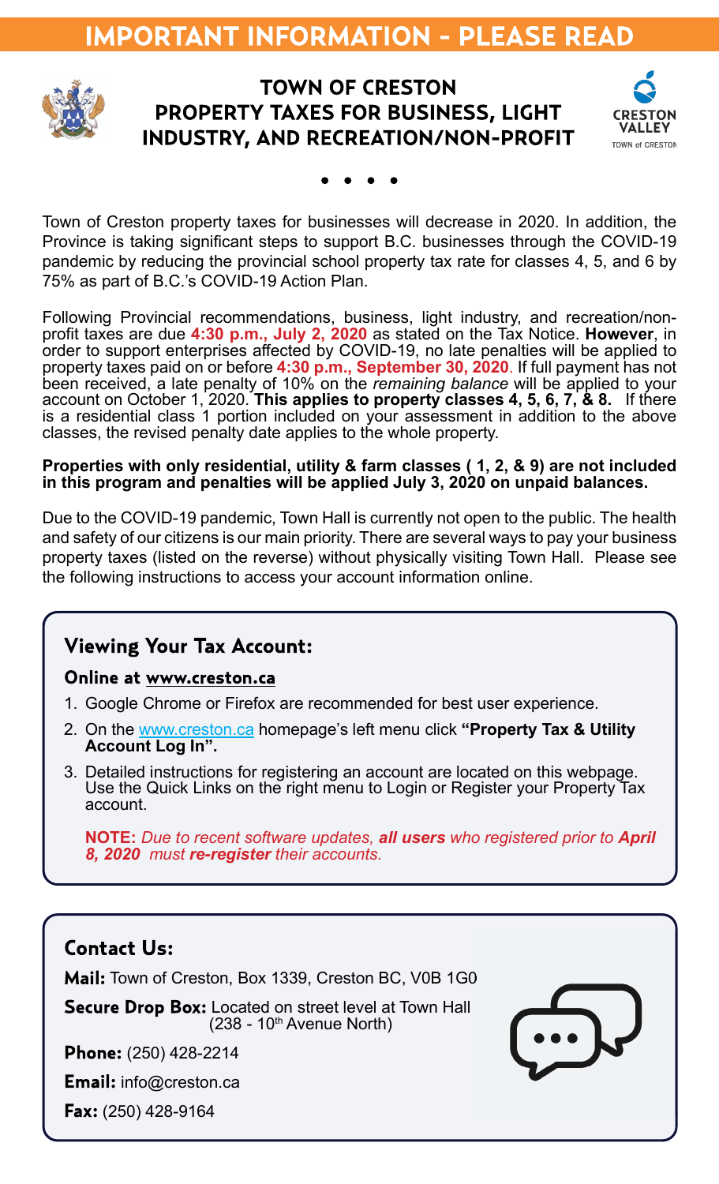# IMPORTANT INFORMATION - PLEASE READ

## TOWN OF CRESTON PROPERTY TAXES FOR BUSINESS, LIGHT INDUSTRY, AND RECREATION/NON-PROFIT

Town of Creston property taxes for businesses will decrease in 2020. In addition, the Province is taking significant steps to support B.C. businesses through the COVID-19 pandemic by reducing the provincial school property tax rate for classes 4, 5, and 6 by 75% as part of B.C.'s COVID-19 Action Plan.

Following Provincial recommendations, business, light industry, and recreation/non-profit taxes are due **4:30 p.m., July 2, 2020** as stated on the Tax Notice. **However**, in order to support enterprises affected by COVID-19, no late penalties will be applied to property taxes paid on or before **4:30 p.m., September 30, 2020**. If full payment has not been received, a late penalty of 10% on the *remaining balance* will be applied to your account on October 1, 2020. **This applies to property classes 4, 5, 6, 7, & 8.** If there is a residential class 1 portion included on your assessment in addition to the above classes, the revised penalty date applies to the whole property.

**Properties with only residential, utility & farm classes ( 1, 2, & 9) are not included in this program and penalties will be applied July 3, 2020 on unpaid balances.**

Due to the COVID-19 pandemic, Town Hall is currently not open to the public. The health and safety of our citizens is our main priority. There are several ways to pay your business property taxes (listed on the reverse) without physically visiting Town Hall. Please see the following instructions to access your account information online.

### Viewing Your Tax Account:

**Online at www.creston.ca**

1. Google Chrome or Firefox are recommended for best user experience.
2. On the www.creston.ca homepage's left menu click **"Property Tax & Utility Account Log In".**
3. Detailed instructions for registering an account are located on this webpage. Use the Quick Links on the right menu to Login or Register your Property Tax account.

**NOTE:** *Due to recent software updates,* ***all users*** *who registered prior to* ***April 8, 2020*** *must* ***re-register*** *their accounts.*

### Contact Us:

**Mail:** Town of Creston, Box 1339, Creston BC, V0B 1G0

**Secure Drop Box:** Located on street level at Town Hall (238 - 10th Avenue North)

**Phone:** (250) 428-2214

**Email:** info@creston.ca

**Fax:** (250) 428-9164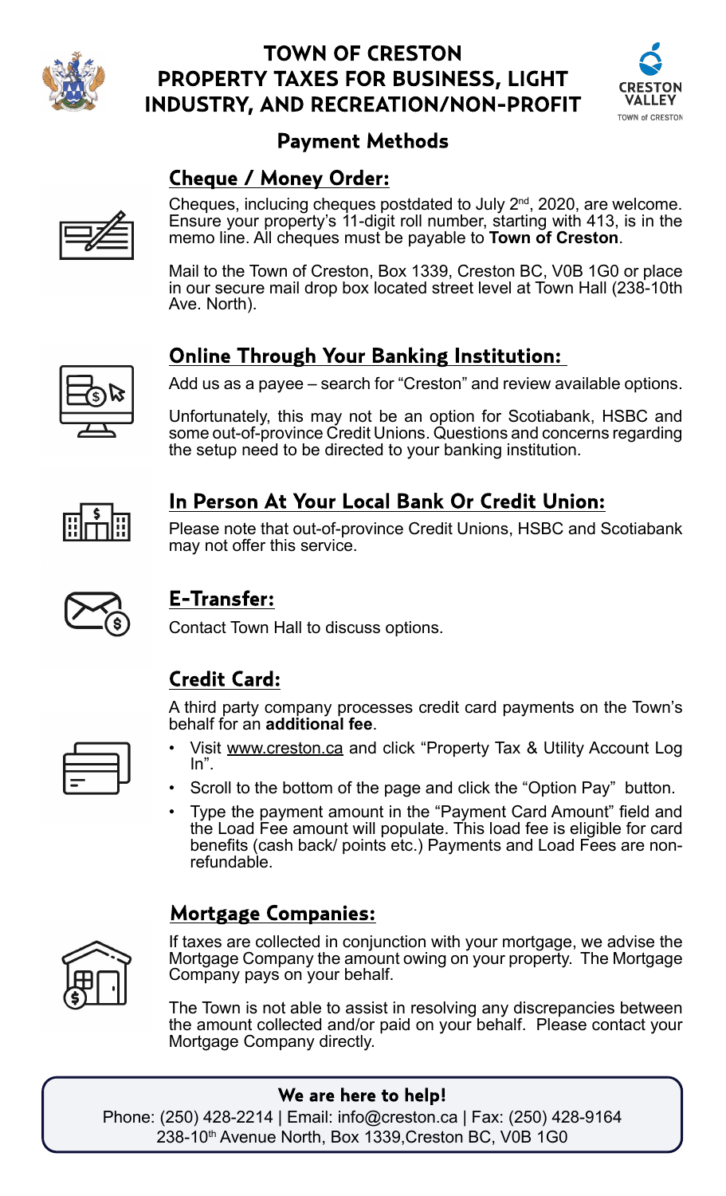# TOWN OF CRESTON
# PROPERTY TAXES FOR BUSINESS, LIGHT INDUSTRY, AND RECREATION/NON-PROFIT

## Payment Methods

### Cheque / Money Order:

Cheques, inclcuding cheques postdated to July 2nd, 2020, are welcome. Ensure your property's 11-digit roll number, starting with 413, is in the memo line. All cheques must be payable to **Town of Creston**.

Mail to the Town of Creston, Box 1339, Creston BC, V0B 1G0 or place in our secure mail drop box located street level at Town Hall (238-10th Ave. North).

### Online Through Your Banking Institution:

Add us as a payee – search for "Creston" and review available options.

Unfortunately, this may not be an option for Scotiabank, HSBC and some out-of-province Credit Unions. Questions and concerns regarding the setup need to be directed to your banking institution.

### In Person At Your Local Bank Or Credit Union:

Please note that out-of-province Credit Unions, HSBC and Scotiabank may not offer this service.

### E-Transfer:

Contact Town Hall to discuss options.

### Credit Card:

A third party company processes credit card payments on the Town's behalf for an **additional fee**.

- Visit www.creston.ca and click "Property Tax & Utility Account Log In".
- Scroll to the bottom of the page and click the "Option Pay" button.
- Type the payment amount in the "Payment Card Amount" field and the Load Fee amount will populate. This load fee is eligible for card benefits (cash back/ points etc.) Payments and Load Fees are non-refundable.

### Mortgage Companies:

If taxes are collected in conjunction with your mortgage, we advise the Mortgage Company the amount owing on your property. The Mortgage Company pays on your behalf.

The Town is not able to assist in resolving any discrepancies between the amount collected and/or paid on your behalf. Please contact your Mortgage Company directly.

**We are here to help!**

Phone: (250) 428-2214 | Email: info@creston.ca | Fax: (250) 428-9164
238-10th Avenue North, Box 1339,Creston BC, V0B 1G0